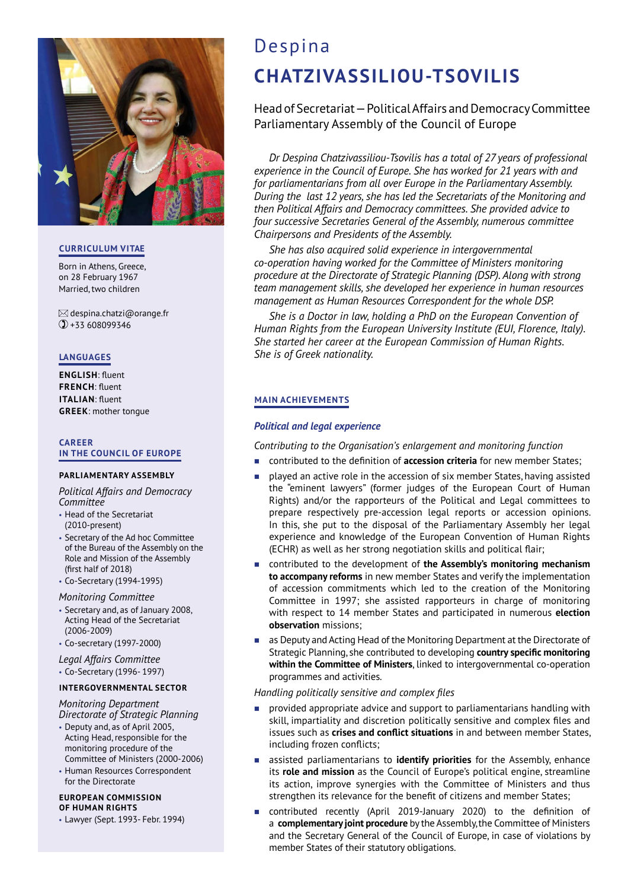# Despina **CHATZIVASSILIOU-TSOVILIS**

Head of Secretariat – Political Affairs and Democracy Committee
Parliamentary Assembly of the Council of Europe

*Dr Despina Chatzivassiliou-Tsovilis has a total of 27 years of professional experience in the Council of Europe. She has worked for 21 years with and for parliamentarians from all over Europe in the Parliamentary Assembly. During the last 12 years, she has led the Secretariats of the Monitoring and then Political Affairs and Democracy committees. She provided advice to four successive Secretaries General of the Assembly, numerous committee Chairpersons and Presidents of the Assembly.*

*She has also acquired solid experience in intergovernmental co-operation having worked for the Committee of Ministers monitoring procedure at the Directorate of Strategic Planning (DSP). Along with strong team management skills, she developed her experience in human resources management as Human Resources Correspondent for the whole DSP.*

*She is a Doctor in law, holding a PhD on the European Convention of Human Rights from the European University Institute (EUI, Florence, Italy). She started her career at the European Commission of Human Rights. She is of Greek nationality.*

## CURRICULUM VITAE

Born in Athens, Greece, on 28 February 1967
Married, two children

despina.chatzi@orange.fr
+33 608099346

## LANGUAGES

**ENGLISH**: fluent
**FRENCH**: fluent
**ITALIAN**: fluent
**GREEK**: mother tongue

## CAREER IN THE COUNCIL OF EUROPE

### PARLIAMENTARY ASSEMBLY

*Political Affairs and Democracy Committee*

- Head of the Secretariat (2010-present)
- Secretary of the Ad hoc Committee of the Bureau of the Assembly on the Role and Mission of the Assembly (first half of 2018)
- Co-Secretary (1994-1995)

*Monitoring Committee*

- Secretary and, as of January 2008, Acting Head of the Secretariat (2006-2009)
- Co-secretary (1997-2000)

*Legal Affairs Committee*

- Co-Secretary (1996- 1997)

### INTERGOVERNMENTAL SECTOR

*Monitoring Department Directorate of Strategic Planning*

- Deputy and, as of April 2005, Acting Head, responsible for the monitoring procedure of the Committee of Ministers (2000-2006)
- Human Resources Correspondent for the Directorate

### EUROPEAN COMMISSION OF HUMAN RIGHTS

- Lawyer (Sept. 1993- Febr. 1994)

## MAIN ACHIEVEMENTS

### *Political and legal experience*

*Contributing to the Organisation's enlargement and monitoring function*

- contributed to the definition of **accession criteria** for new member States;
- played an active role in the accession of six member States, having assisted the "eminent lawyers" (former judges of the European Court of Human Rights) and/or the rapporteurs of the Political and Legal committees to prepare respectively pre-accession legal reports or accession opinions. In this, she put to the disposal of the Parliamentary Assembly her legal experience and knowledge of the European Convention of Human Rights (ECHR) as well as her strong negotiation skills and political flair;
- contributed to the development of **the Assembly's monitoring mechanism to accompany reforms** in new member States and verify the implementation of accession commitments which led to the creation of the Monitoring Committee in 1997; she assisted rapporteurs in charge of monitoring with respect to 14 member States and participated in numerous **election observation** missions;
- as Deputy and Acting Head of the Monitoring Department at the Directorate of Strategic Planning, she contributed to developing **country specific monitoring within the Committee of Ministers**, linked to intergovernmental co-operation programmes and activities.

*Handling politically sensitive and complex files*

- provided appropriate advice and support to parliamentarians handling with skill, impartiality and discretion politically sensitive and complex files and issues such as **crises and conflict situations** in and between member States, including frozen conflicts;
- assisted parliamentarians to **identify priorities** for the Assembly, enhance its **role and mission** as the Council of Europe's political engine, streamline its action, improve synergies with the Committee of Ministers and thus strengthen its relevance for the benefit of citizens and member States;
- contributed recently (April 2019-January 2020) to the definition of a **complementary joint procedure** by the Assembly, the Committee of Ministers and the Secretary General of the Council of Europe, in case of violations by member States of their statutory obligations.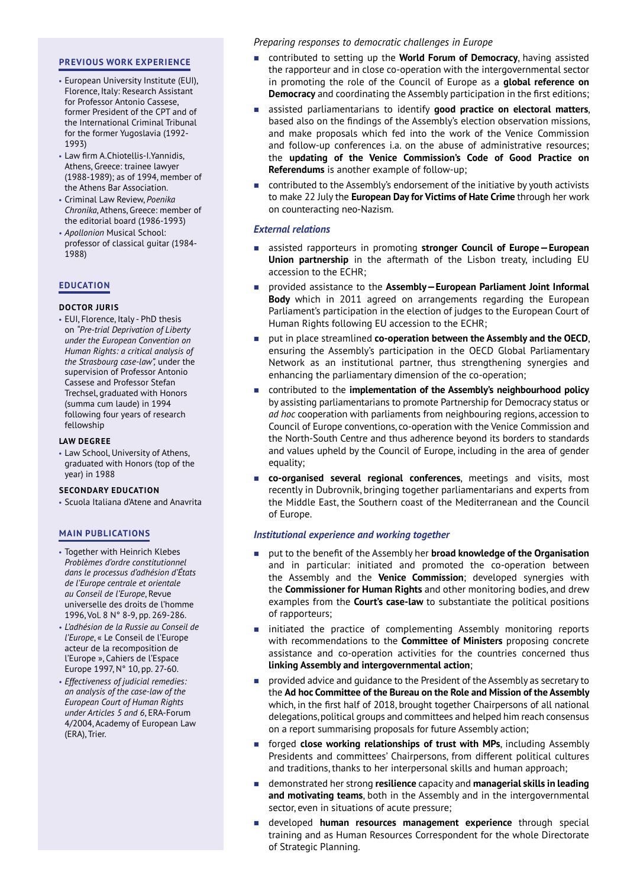## PREVIOUS WORK EXPERIENCE

- European University Institute (EUI), Florence, Italy: Research Assistant for Professor Antonio Cassese, former President of the CPT and of the International Criminal Tribunal for the former Yugoslavia (1992-1993)
- Law firm A.Chiotellis-I.Yannidis, Athens, Greece: trainee lawyer (1988-1989); as of 1994, member of the Athens Bar Association.
- Criminal Law Review, *Poenika Chronika*, Athens, Greece: member of the editorial board (1986-1993)
- *Apollonion* Musical School: professor of classical guitar (1984-1988)

## EDUCATION

### DOCTOR JURIS

- EUI, Florence, Italy - PhD thesis on *"Pre-trial Deprivation of Liberty under the European Convention on Human Rights: a critical analysis of the Strasbourg case-law"*, under the supervision of Professor Antonio Cassese and Professor Stefan Trechsel, graduated with Honors (summa cum laude) in 1994 following four years of research fellowship

### LAW DEGREE

- Law School, University of Athens, graduated with Honors (top of the year) in 1988

### SECONDARY EDUCATION

- Scuola Italiana d'Atene and Anavrita

## MAIN PUBLICATIONS

- Together with Heinrich Klebes *Problèmes d'ordre constitutionnel dans le processus d'adhésion d'États de l'Europe centrale et orientale au Conseil de l'Europe*, Revue universelle des droits de l'homme 1996, Vol. 8 N° 8-9, pp. 269-286.
- *L'adhésion de la Russie au Conseil de l'Europe*, « Le Conseil de l'Europe acteur de la recomposition de l'Europe », Cahiers de l'Espace Europe 1997, N° 10, pp. 27-60.
- *Effectiveness of judicial remedies: an analysis of the case-law of the European Court of Human Rights under Articles 5 and 6*, ERA-Forum 4/2004, Academy of European Law (ERA), Trier.

*Preparing responses to democratic challenges in Europe*

- contributed to setting up the **World Forum of Democracy**, having assisted the rapporteur and in close co-operation with the intergovernmental sector in promoting the role of the Council of Europe as a **global reference on Democracy** and coordinating the Assembly participation in the first editions;
- assisted parliamentarians to identify **good practice on electoral matters**, based also on the findings of the Assembly's election observation missions, and make proposals which fed into the work of the Venice Commission and follow-up conferences i.a. on the abuse of administrative resources; the **updating of the Venice Commission's Code of Good Practice on Referendums** is another example of follow-up;
- contributed to the Assembly's endorsement of the initiative by youth activists to make 22 July the **European Day for Victims of Hate Crime** through her work on counteracting neo-Nazism.

### *External relations*

- assisted rapporteurs in promoting **stronger Council of Europe – European Union partnership** in the aftermath of the Lisbon treaty, including EU accession to the ECHR;
- provided assistance to the **Assembly – European Parliament Joint Informal Body** which in 2011 agreed on arrangements regarding the European Parliament's participation in the election of judges to the European Court of Human Rights following EU accession to the ECHR;
- put in place streamlined **co-operation between the Assembly and the OECD**, ensuring the Assembly's participation in the OECD Global Parliamentary Network as an institutional partner, thus strengthening synergies and enhancing the parliamentary dimension of the co-operation;
- contributed to the **implementation of the Assembly's neighbourhood policy** by assisting parliamentarians to promote Partnership for Democracy status or *ad hoc* cooperation with parliaments from neighbouring regions, accession to Council of Europe conventions, co-operation with the Venice Commission and the North-South Centre and thus adherence beyond its borders to standards and values upheld by the Council of Europe, including in the area of gender equality;
- **co-organised several regional conferences**, meetings and visits, most recently in Dubrovnik, bringing together parliamentarians and experts from the Middle East, the Southern coast of the Mediterranean and the Council of Europe.

### *Institutional experience and working together*

- put to the benefit of the Assembly her **broad knowledge of the Organisation** and in particular: initiated and promoted the co-operation between the Assembly and the **Venice Commission**; developed synergies with the **Commissioner for Human Rights** and other monitoring bodies, and drew examples from the **Court's case-law** to substantiate the political positions of rapporteurs;
- initiated the practice of complementing Assembly monitoring reports with recommendations to the **Committee of Ministers** proposing concrete assistance and co-operation activities for the countries concerned thus **linking Assembly and intergovernmental action**;
- provided advice and guidance to the President of the Assembly as secretary to the **Ad hoc Committee of the Bureau on the Role and Mission of the Assembly** which, in the first half of 2018, brought together Chairpersons of all national delegations, political groups and committees and helped him reach consensus on a report summarising proposals for future Assembly action;
- forged **close working relationships of trust with MPs**, including Assembly Presidents and committees' Chairpersons, from different political cultures and traditions, thanks to her interpersonal skills and human approach;
- demonstrated her strong **resilience** capacity and **managerial skills in leading and motivating teams**, both in the Assembly and in the intergovernmental sector, even in situations of acute pressure;
- developed **human resources management experience** through special training and as Human Resources Correspondent for the whole Directorate of Strategic Planning.